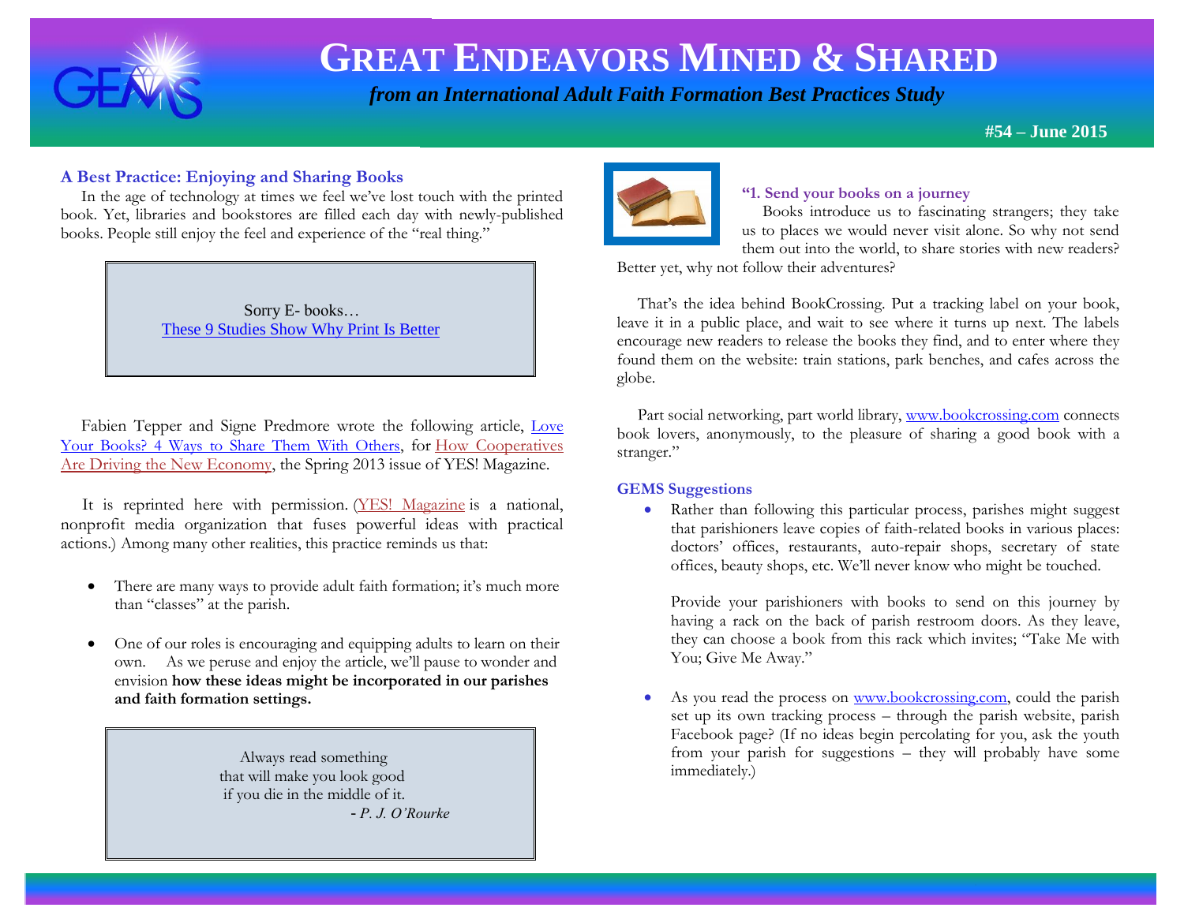# GREAT ENDEAVORS MINED & SHARED

*from an International Adult Faith Formation Best Practices Study*

**#54 – June 2015**

## A Best Practice: Enjoying and Sharing Books

In the age of technology at times we feel we've lost touch with the printed book. Yet, libraries and bookstores are filled each day with newly-published books. People still enjoy the feel and experience of the "real thing."

> Sorry E- books…
> These 9 Studies Show Why Print Is Better

Fabien Tepper and Signe Predmore wrote the following article, Love Your Books? 4 Ways to Share Them With Others, for How Cooperatives Are Driving the New Economy, the Spring 2013 issue of YES! Magazine.

It is reprinted here with permission. (YES! Magazine is a national, nonprofit media organization that fuses powerful ideas with practical actions.) Among many other realities, this practice reminds us that:

- There are many ways to provide adult faith formation; it's much more than "classes" at the parish.
- One of our roles is encouraging and equipping adults to learn on their own. As we peruse and enjoy the article, we'll pause to wonder and envision **how these ideas might be incorporated in our parishes and faith formation settings.**

> Always read something
> that will make you look good
> if you die in the middle of it.
> - *P. J. O'Rourke*

### "1. Send your books on a journey

Books introduce us to fascinating strangers; they take us to places we would never visit alone. So why not send them out into the world, to share stories with new readers? Better yet, why not follow their adventures?

That's the idea behind BookCrossing. Put a tracking label on your book, leave it in a public place, and wait to see where it turns up next. The labels encourage new readers to release the books they find, and to enter where they found them on the website: train stations, park benches, and cafes across the globe.

Part social networking, part world library, www.bookcrossing.com connects book lovers, anonymously, to the pleasure of sharing a good book with a stranger."

### GEMS Suggestions

- Rather than following this particular process, parishes might suggest that parishioners leave copies of faith-related books in various places: doctors' offices, restaurants, auto-repair shops, secretary of state offices, beauty shops, etc. We'll never know who might be touched.

  Provide your parishioners with books to send on this journey by having a rack on the back of parish restroom doors. As they leave, they can choose a book from this rack which invites; "Take Me with You; Give Me Away."

- As you read the process on www.bookcrossing.com, could the parish set up its own tracking process – through the parish website, parish Facebook page? (If no ideas begin percolating for you, ask the youth from your parish for suggestions – they will probably have some immediately.)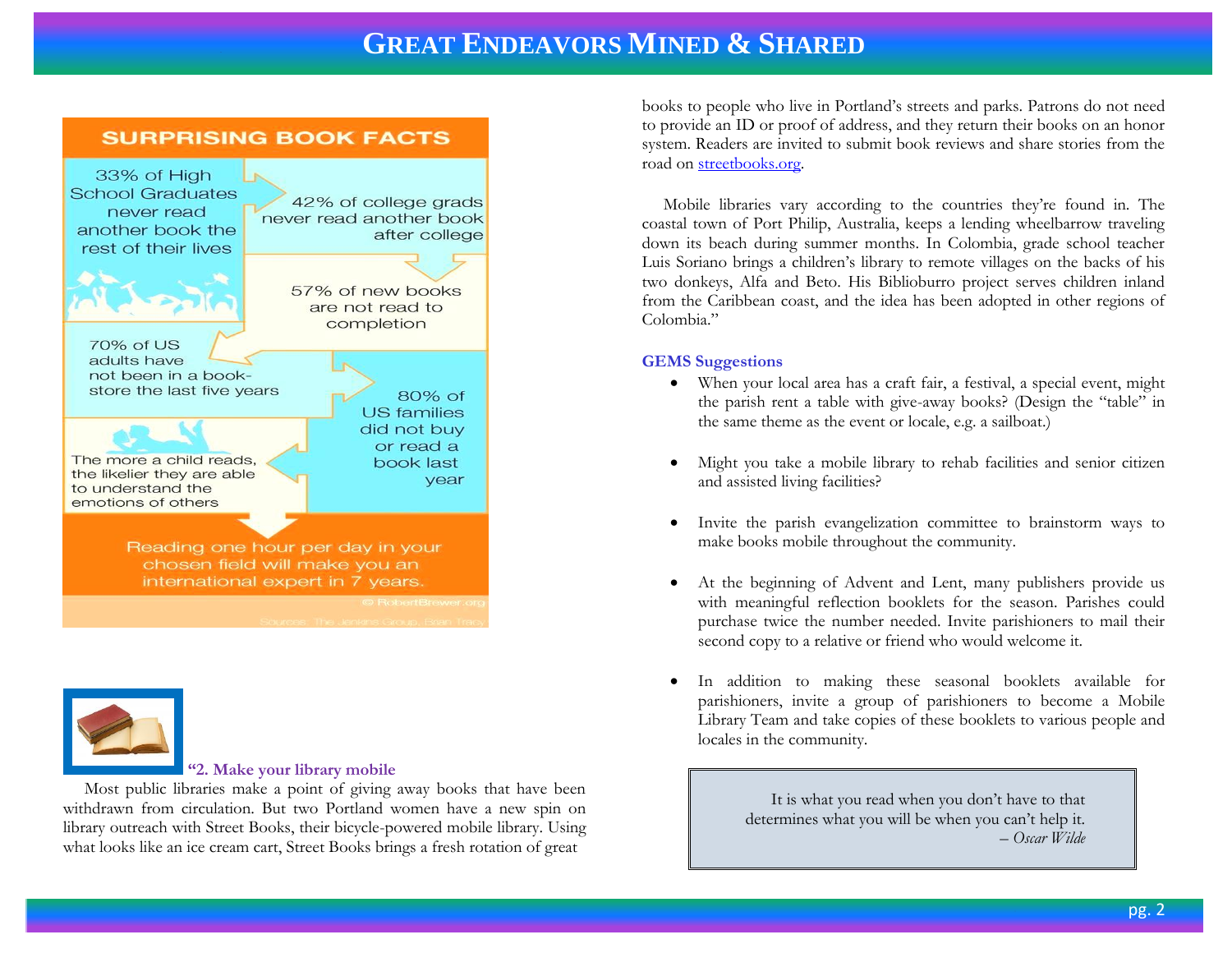## SURPRISING BOOK FACTS

33% of High School Graduates never read another book the rest of their lives

42% of college grads never read another book after college

57% of new books are not read to completion

70% of US adults have not been in a book-store the last five years

80% of US families did not buy or read a book last year

The more a child reads, the likelier they are able to understand the emotions of others

Reading one hour per day in your chosen field will make you an international expert in 7 years.

© RobertBrewer.org

Sources: The Jenkins Group, Brian Tracy

### "2. Make your library mobile

Most public libraries make a point of giving away books that have been withdrawn from circulation. But two Portland women have a new spin on library outreach with Street Books, their bicycle-powered mobile library. Using what looks like an ice cream cart, Street Books brings a fresh rotation of great books to people who live in Portland's streets and parks. Patrons do not need to provide an ID or proof of address, and they return their books on an honor system. Readers are invited to submit book reviews and share stories from the road on streetbooks.org.

Mobile libraries vary according to the countries they're found in. The coastal town of Port Philip, Australia, keeps a lending wheelbarrow traveling down its beach during summer months. In Colombia, grade school teacher Luis Soriano brings a children's library to remote villages on the backs of his two donkeys, Alfa and Beto. His Biblioburro project serves children inland from the Caribbean coast, and the idea has been adopted in other regions of Colombia."

### GEMS Suggestions

- When your local area has a craft fair, a festival, a special event, might the parish rent a table with give-away books? (Design the "table" in the same theme as the event or locale, e.g. a sailboat.)
- Might you take a mobile library to rehab facilities and senior citizen and assisted living facilities?
- Invite the parish evangelization committee to brainstorm ways to make books mobile throughout the community.
- At the beginning of Advent and Lent, many publishers provide us with meaningful reflection booklets for the season. Parishes could purchase twice the number needed. Invite parishioners to mail their second copy to a relative or friend who would welcome it.
- In addition to making these seasonal booklets available for parishioners, invite a group of parishioners to become a Mobile Library Team and take copies of these booklets to various people and locales in the community.

> It is what you read when you don't have to that determines what you will be when you can't help it.
> *– Oscar Wilde*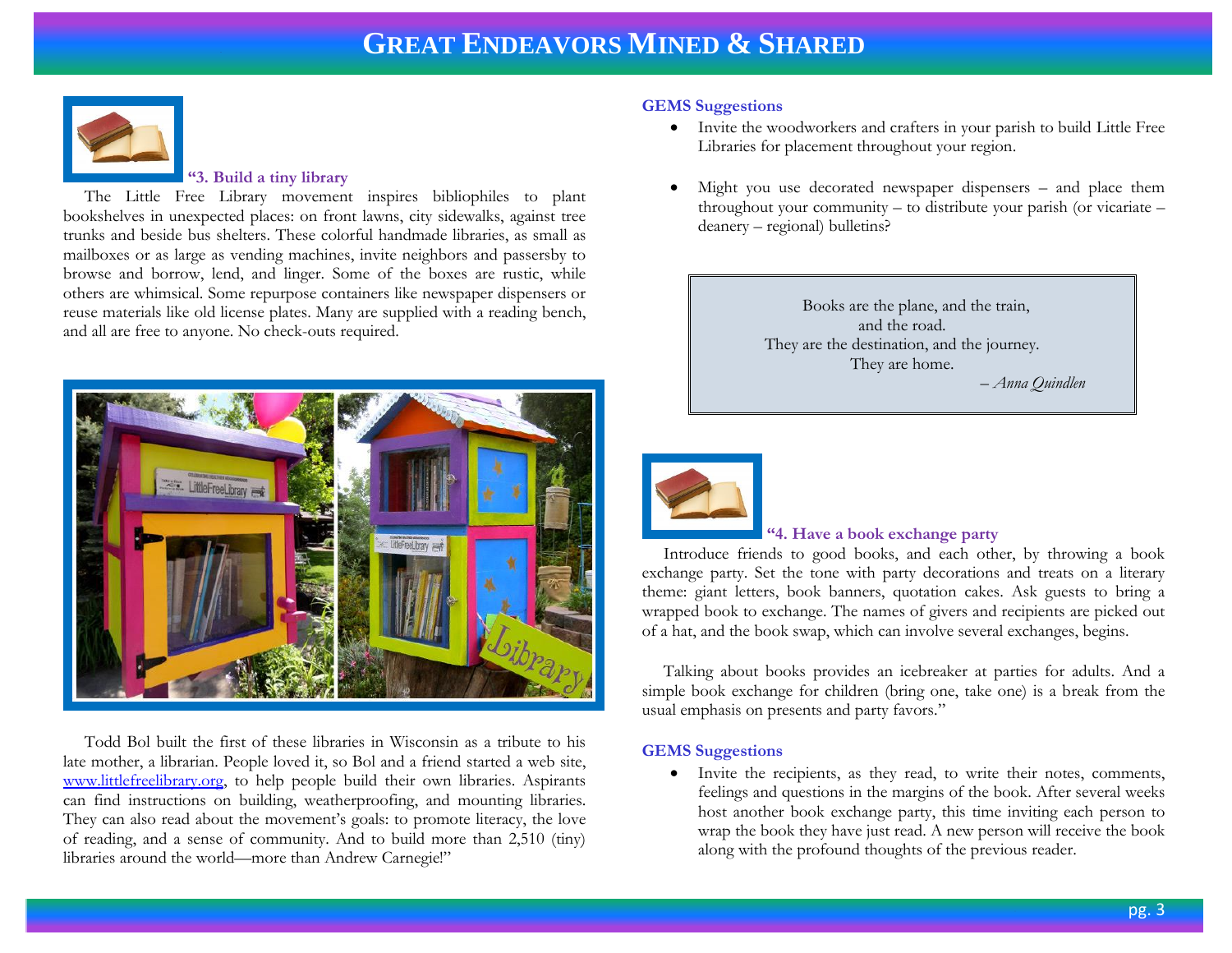# GREAT ENDEAVORS MINED & SHARED

### "3. Build a tiny library

The Little Free Library movement inspires bibliophiles to plant bookshelves in unexpected places: on front lawns, city sidewalks, against tree trunks and beside bus shelters. These colorful handmade libraries, as small as mailboxes or as large as vending machines, invite neighbors and passersby to browse and borrow, lend, and linger. Some of the boxes are rustic, while others are whimsical. Some repurpose containers like newspaper dispensers or reuse materials like old license plates. Many are supplied with a reading bench, and all are free to anyone. No check-outs required.

Todd Bol built the first of these libraries in Wisconsin as a tribute to his late mother, a librarian. People loved it, so Bol and a friend started a web site, [www.littlefreelibrary.org](http://www.littlefreelibrary.org), to help people build their own libraries. Aspirants can find instructions on building, weatherproofing, and mounting libraries. They can also read about the movement's goals: to promote literacy, the love of reading, and a sense of community. And to build more than 2,510 (tiny) libraries around the world—more than Andrew Carnegie!"

**GEMS Suggestions**

- Invite the woodworkers and crafters in your parish to build Little Free Libraries for placement throughout your region.
- Might you use decorated newspaper dispensers – and place them throughout your community – to distribute your parish (or vicariate – deanery – regional) bulletins?

> Books are the plane, and the train,
> and the road.
> They are the destination, and the journey.
> They are home.
> – *Anna Quindlen*

### "4. Have a book exchange party

Introduce friends to good books, and each other, by throwing a book exchange party. Set the tone with party decorations and treats on a literary theme: giant letters, book banners, quotation cakes. Ask guests to bring a wrapped book to exchange. The names of givers and recipients are picked out of a hat, and the book swap, which can involve several exchanges, begins.

Talking about books provides an icebreaker at parties for adults. And a simple book exchange for children (bring one, take one) is a break from the usual emphasis on presents and party favors."

**GEMS Suggestions**

- Invite the recipients, as they read, to write their notes, comments, feelings and questions in the margins of the book. After several weeks host another book exchange party, this time inviting each person to wrap the book they have just read. A new person will receive the book along with the profound thoughts of the previous reader.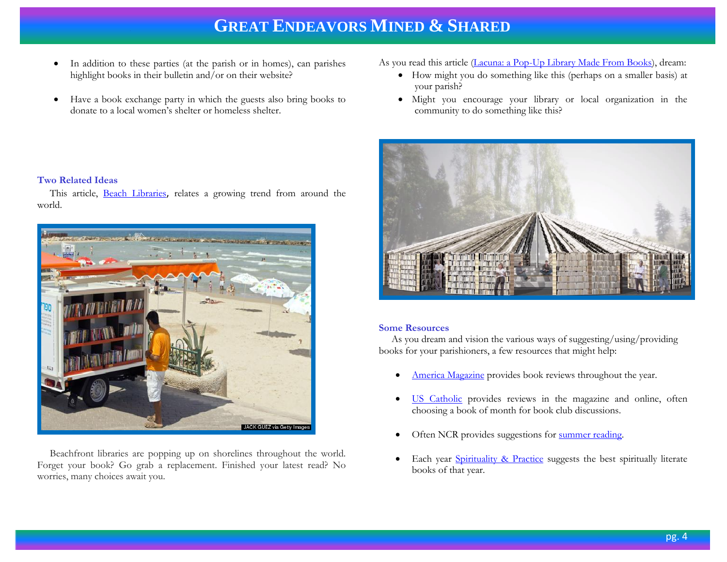- In addition to these parties (at the parish or in homes), can parishes highlight books in their bulletin and/or on their website?
- Have a book exchange party in which the guests also bring books to donate to a local women's shelter or homeless shelter.

### Two Related Ideas

This article, [Beach Libraries](), relates a growing trend from around the world.

JACK GUEZ via Getty Images

Beachfront libraries are popping up on shorelines throughout the world. Forget your book? Go grab a replacement. Finished your latest read? No worries, many choices await you.

As you read this article ([Lacuna: a Pop-Up Library Made From Books]()), dream:

- How might you do something like this (perhaps on a smaller basis) at your parish?
- Might you encourage your library or local organization in the community to do something like this?

### Some Resources

As you dream and vision the various ways of suggesting/using/providing books for your parishioners, a few resources that might help:

- [America Magazine]() provides book reviews throughout the year.
- [US Catholic]() provides reviews in the magazine and online, often choosing a book of month for book club discussions.
- Often NCR provides suggestions for [summer reading]().
- Each year [Spirituality & Practice]() suggests the best spiritually literate books of that year.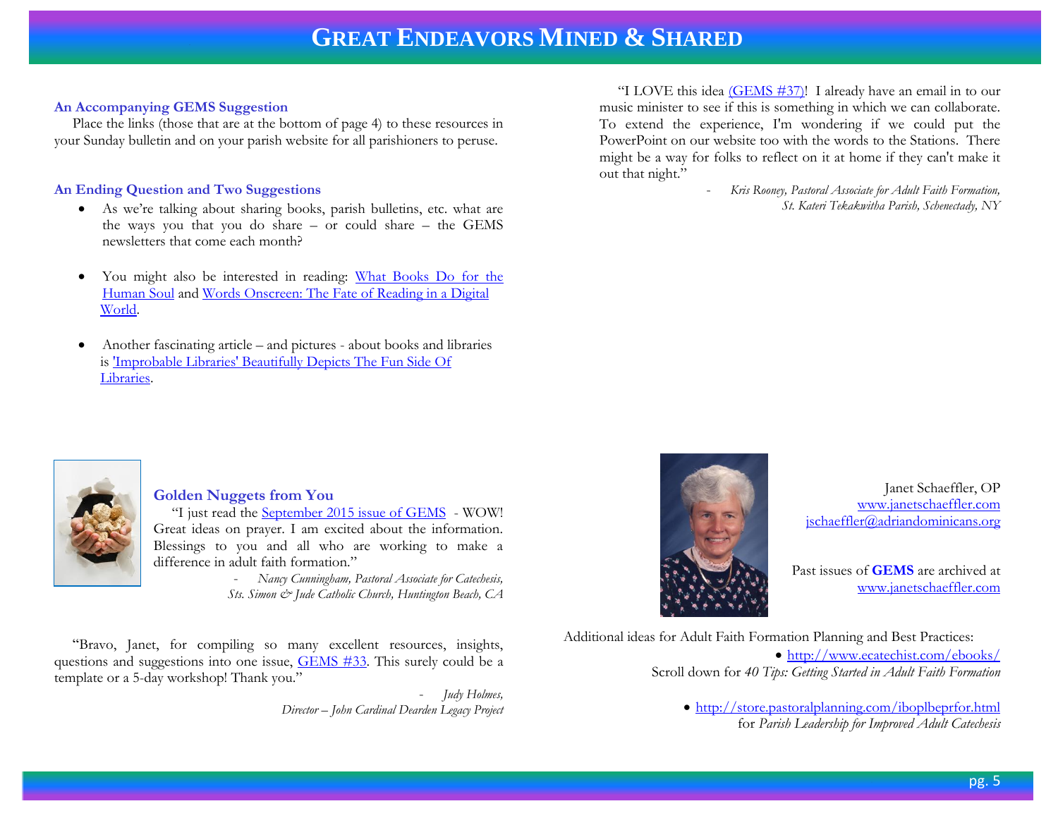### An Accompanying GEMS Suggestion

Place the links (those that are at the bottom of page 4) to these resources in your Sunday bulletin and on your parish website for all parishioners to peruse.

### An Ending Question and Two Suggestions

- As we're talking about sharing books, parish bulletins, etc. what are the ways you that you do share – or could share – the GEMS newsletters that come each month?
- You might also be interested in reading: What Books Do for the Human Soul and Words Onscreen: The Fate of Reading in a Digital World.
- Another fascinating article – and pictures - about books and libraries is 'Improbable Libraries' Beautifully Depicts The Fun Side Of Libraries.

### Golden Nuggets from You

"I just read the September 2015 issue of GEMS - WOW! Great ideas on prayer. I am excited about the information. Blessings to you and all who are working to make a difference in adult faith formation."

- *Nancy Cunningham, Pastoral Associate for Catechesis, Sts. Simon & Jude Catholic Church, Huntington Beach, CA*

"Bravo, Janet, for compiling so many excellent resources, insights, questions and suggestions into one issue, GEMS #33. This surely could be a template or a 5-day workshop! Thank you."

- *Judy Holmes, Director – John Cardinal Dearden Legacy Project*

"I LOVE this idea (GEMS #37)! I already have an email in to our music minister to see if this is something in which we can collaborate. To extend the experience, I'm wondering if we could put the PowerPoint on our website too with the words to the Stations. There might be a way for folks to reflect on it at home if they can't make it out that night."

- *Kris Rooney, Pastoral Associate for Adult Faith Formation, St. Kateri Tekakwitha Parish, Schenectady, NY*

Janet Schaeffler, OP
www.janetschaeffler.com
jschaeffler@adriandominicans.org

Past issues of **GEMS** are archived at www.janetschaeffler.com

Additional ideas for Adult Faith Formation Planning and Best Practices:

- http://www.ecatechist.com/ebooks/
  Scroll down for *40 Tips: Getting Started in Adult Faith Formation*
- http://store.pastoralplanning.com/iboplbeprfor.html
  for *Parish Leadership for Improved Adult Catechesis*